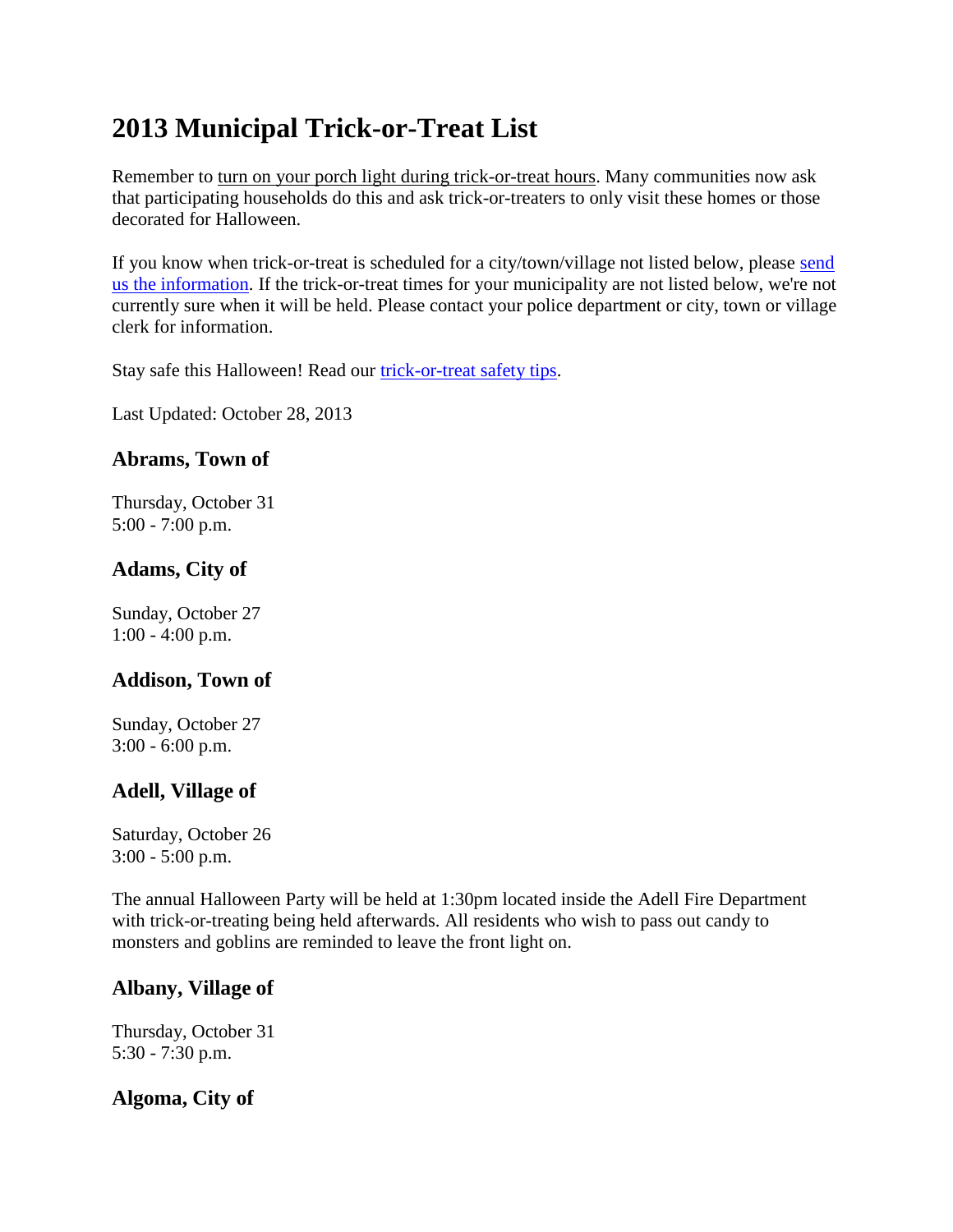# 2013 Municipal Trick-or-Treat List

Remember to turn on your porch light during trick-or-treat hours. Many communities now ask that participating households do this and ask trick-or-treaters to only visit these homes or those decorated for Halloween.

If you know when trick-or-treat is scheduled for a city/town/village not listed below, please send us the information. If the trick-or-treat times for your municipality are not listed below, we're not currently sure when it will be held. Please contact your police department or city, town or village clerk for information.

Stay safe this Halloween! Read our trick-or-treat safety tips.

Last Updated: October 28, 2013

### Abrams, Town of

Thursday, October 31
5:00 - 7:00 p.m.

### Adams, City of

Sunday, October 27
1:00 - 4:00 p.m.

### Addison, Town of

Sunday, October 27
3:00 - 6:00 p.m.

### Adell, Village of

Saturday, October 26
3:00 - 5:00 p.m.

The annual Halloween Party will be held at 1:30pm located inside the Adell Fire Department with trick-or-treating being held afterwards. All residents who wish to pass out candy to monsters and goblins are reminded to leave the front light on.

### Albany, Village of

Thursday, October 31
5:30 - 7:30 p.m.

### Algoma, City of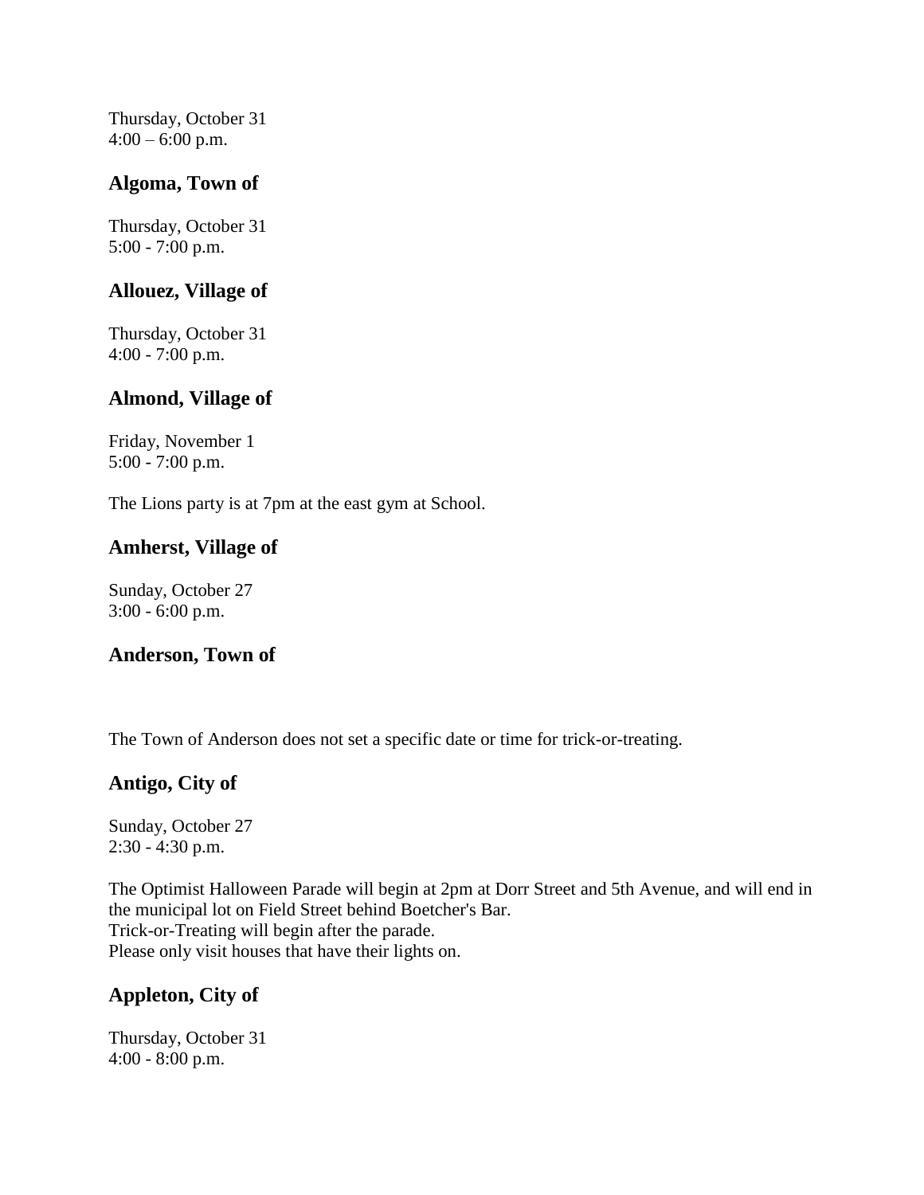Thursday, October 31
4:00 – 6:00 p.m.

## Algoma, Town of

Thursday, October 31
5:00 - 7:00 p.m.

## Allouez, Village of

Thursday, October 31
4:00 - 7:00 p.m.

## Almond, Village of

Friday, November 1
5:00 - 7:00 p.m.

The Lions party is at 7pm at the east gym at School.

## Amherst, Village of

Sunday, October 27
3:00 - 6:00 p.m.

## Anderson, Town of

The Town of Anderson does not set a specific date or time for trick-or-treating.

## Antigo, City of

Sunday, October 27
2:30 - 4:30 p.m.

The Optimist Halloween Parade will begin at 2pm at Dorr Street and 5th Avenue, and will end in the municipal lot on Field Street behind Boetcher's Bar.
Trick-or-Treating will begin after the parade.
Please only visit houses that have their lights on.

## Appleton, City of

Thursday, October 31
4:00 - 8:00 p.m.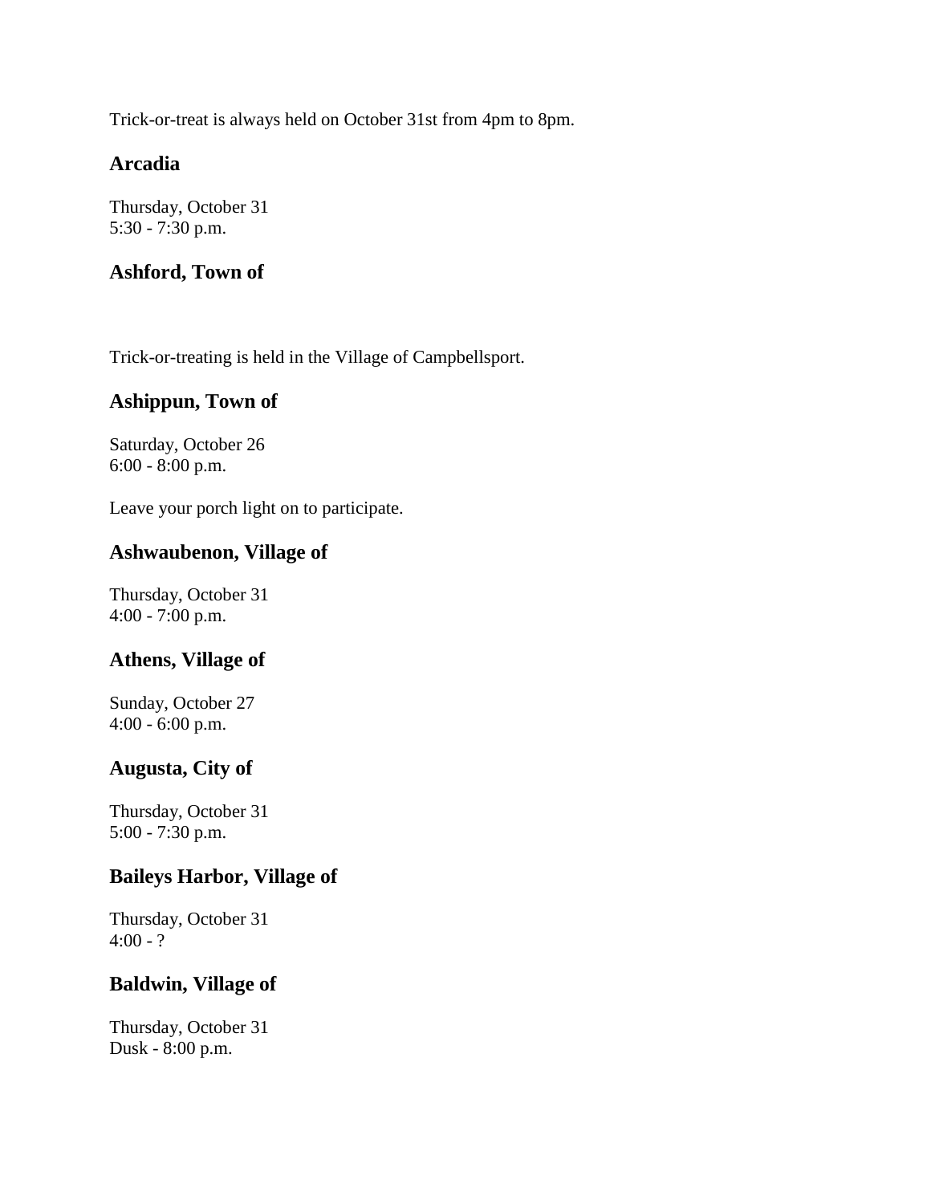Trick-or-treat is always held on October 31st from 4pm to 8pm.

### Arcadia

Thursday, October 31
5:30 - 7:30 p.m.

### Ashford, Town of

Trick-or-treating is held in the Village of Campbellsport.

### Ashippun, Town of

Saturday, October 26
6:00 - 8:00 p.m.

Leave your porch light on to participate.

### Ashwaubenon, Village of

Thursday, October 31
4:00 - 7:00 p.m.

### Athens, Village of

Sunday, October 27
4:00 - 6:00 p.m.

### Augusta, City of

Thursday, October 31
5:00 - 7:30 p.m.

### Baileys Harbor, Village of

Thursday, October 31
4:00 - ?

### Baldwin, Village of

Thursday, October 31
Dusk - 8:00 p.m.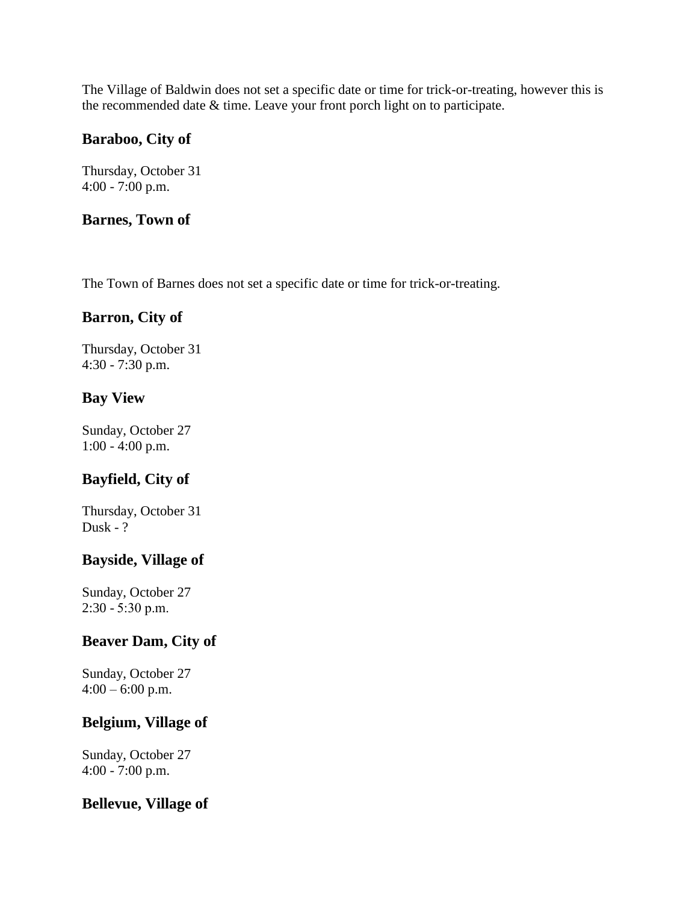The Village of Baldwin does not set a specific date or time for trick-or-treating, however this is the recommended date & time. Leave your front porch light on to participate.

### Baraboo, City of

Thursday, October 31
4:00 - 7:00 p.m.

### Barnes, Town of

The Town of Barnes does not set a specific date or time for trick-or-treating.

### Barron, City of

Thursday, October 31
4:30 - 7:30 p.m.

### Bay View

Sunday, October 27
1:00 - 4:00 p.m.

### Bayfield, City of

Thursday, October 31
Dusk - ?

### Bayside, Village of

Sunday, October 27
2:30 - 5:30 p.m.

### Beaver Dam, City of

Sunday, October 27
4:00 – 6:00 p.m.

### Belgium, Village of

Sunday, October 27
4:00 - 7:00 p.m.

### Bellevue, Village of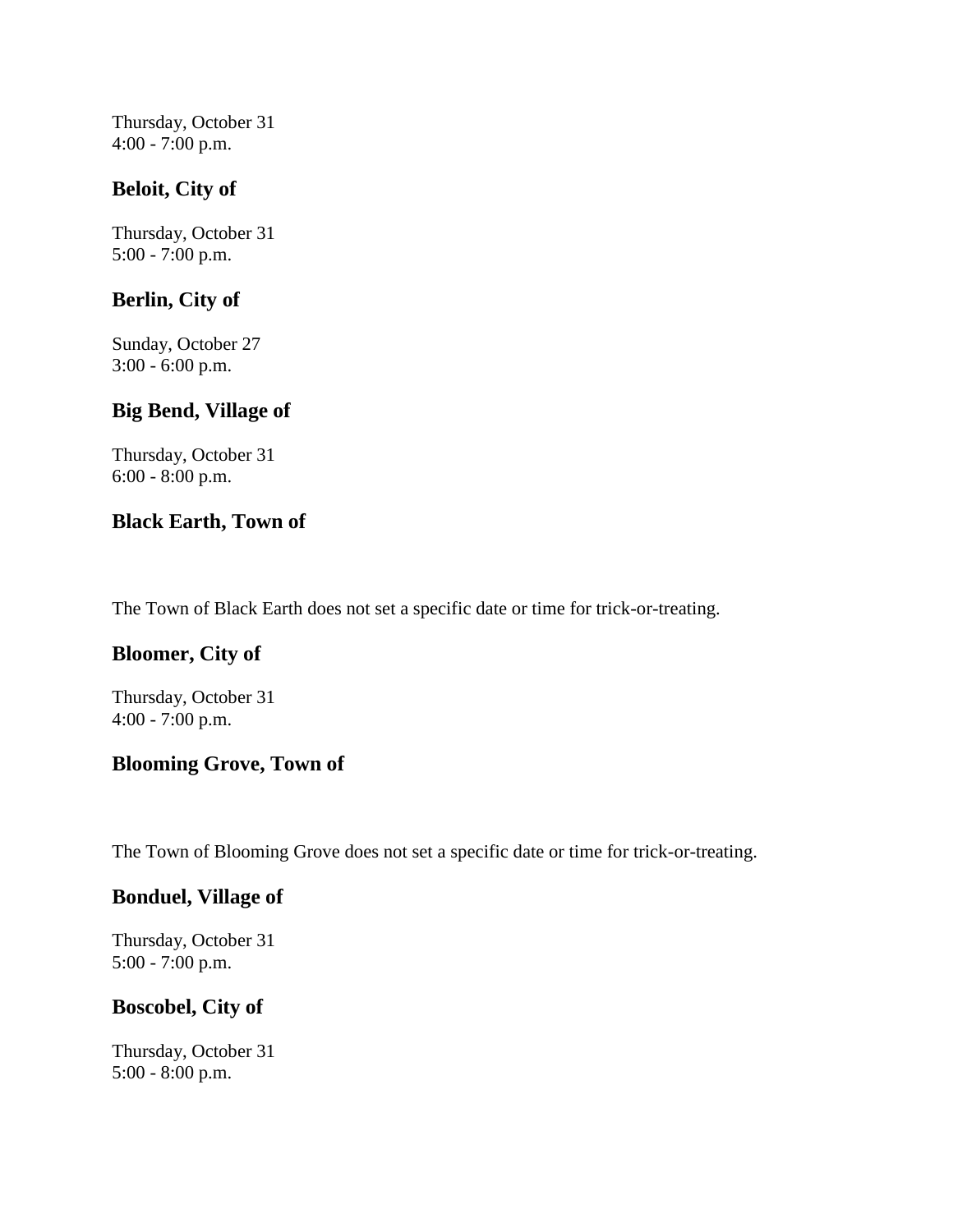Thursday, October 31
4:00 - 7:00 p.m.

### Beloit, City of

Thursday, October 31
5:00 - 7:00 p.m.

### Berlin, City of

Sunday, October 27
3:00 - 6:00 p.m.

### Big Bend, Village of

Thursday, October 31
6:00 - 8:00 p.m.

### Black Earth, Town of

The Town of Black Earth does not set a specific date or time for trick-or-treating.

### Bloomer, City of

Thursday, October 31
4:00 - 7:00 p.m.

### Blooming Grove, Town of

The Town of Blooming Grove does not set a specific date or time for trick-or-treating.

### Bonduel, Village of

Thursday, October 31
5:00 - 7:00 p.m.

### Boscobel, City of

Thursday, October 31
5:00 - 8:00 p.m.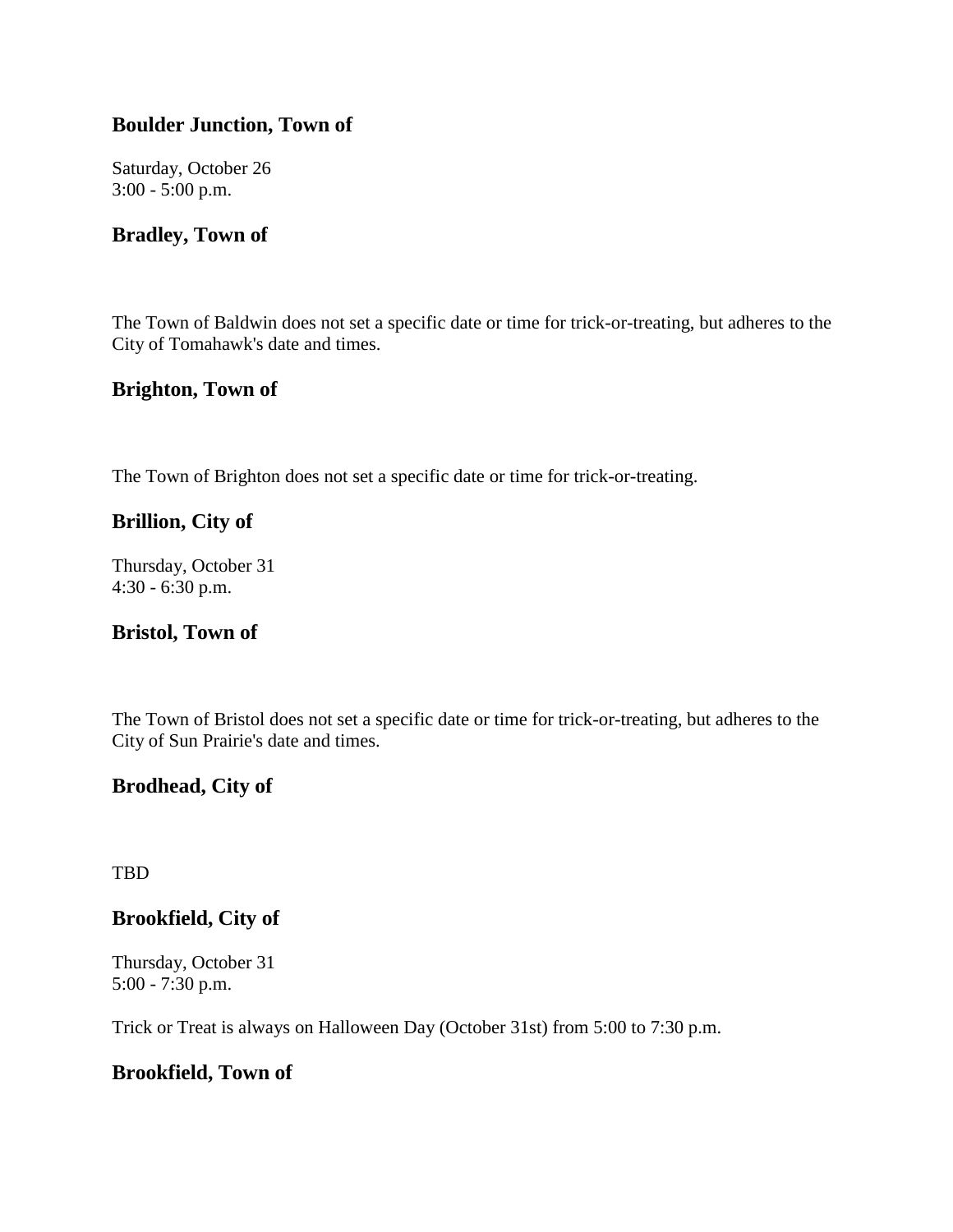### Boulder Junction, Town of

Saturday, October 26
3:00 - 5:00 p.m.

### Bradley, Town of

The Town of Baldwin does not set a specific date or time for trick-or-treating, but adheres to the City of Tomahawk's date and times.

### Brighton, Town of

The Town of Brighton does not set a specific date or time for trick-or-treating.

### Brillion, City of

Thursday, October 31
4:30 - 6:30 p.m.

### Bristol, Town of

The Town of Bristol does not set a specific date or time for trick-or-treating, but adheres to the City of Sun Prairie's date and times.

### Brodhead, City of

TBD

### Brookfield, City of

Thursday, October 31
5:00 - 7:30 p.m.

Trick or Treat is always on Halloween Day (October 31st) from 5:00 to 7:30 p.m.

### Brookfield, Town of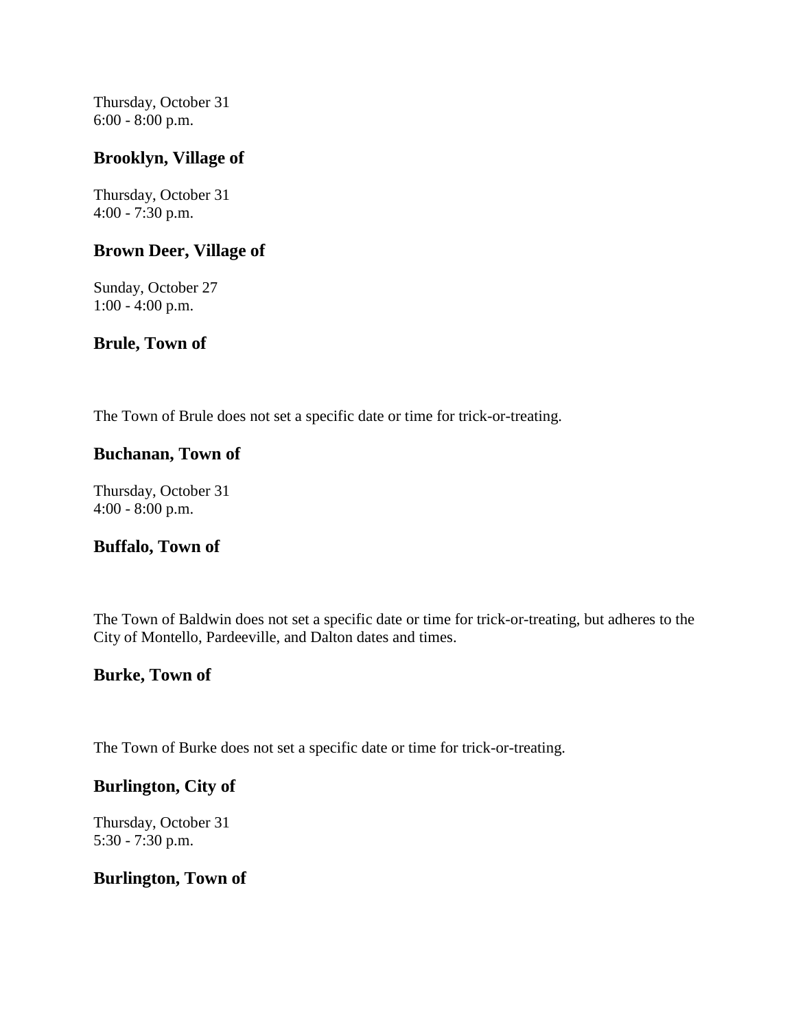Thursday, October 31
6:00 - 8:00 p.m.

## Brooklyn, Village of

Thursday, October 31
4:00 - 7:30 p.m.

## Brown Deer, Village of

Sunday, October 27
1:00 - 4:00 p.m.

## Brule, Town of

The Town of Brule does not set a specific date or time for trick-or-treating.

## Buchanan, Town of

Thursday, October 31
4:00 - 8:00 p.m.

## Buffalo, Town of

The Town of Baldwin does not set a specific date or time for trick-or-treating, but adheres to the City of Montello, Pardeeville, and Dalton dates and times.

## Burke, Town of

The Town of Burke does not set a specific date or time for trick-or-treating.

## Burlington, City of

Thursday, October 31
5:30 - 7:30 p.m.

## Burlington, Town of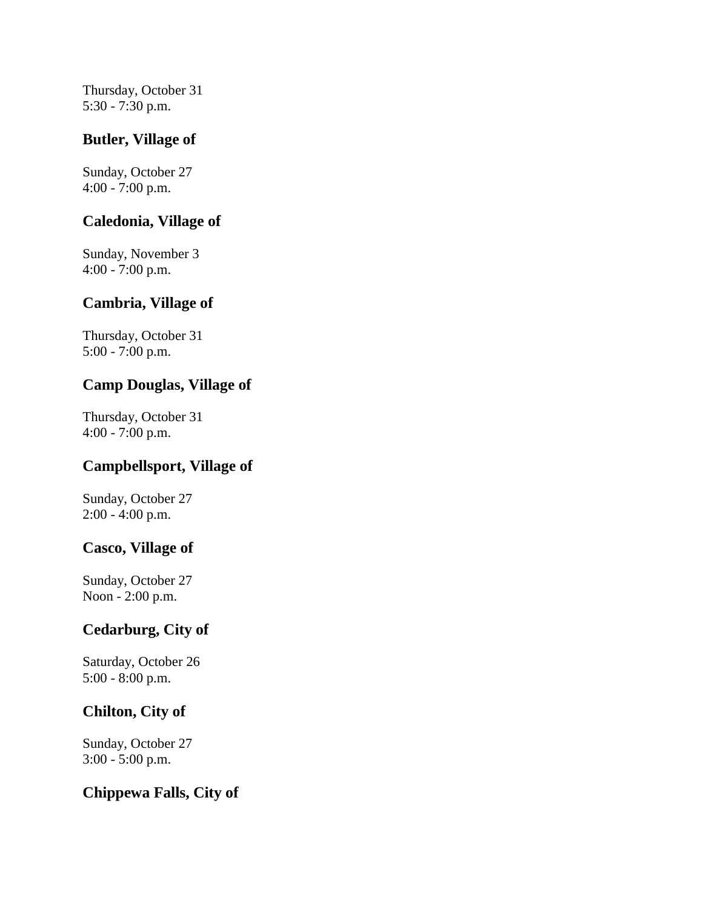Thursday, October 31
5:30 - 7:30 p.m.

### Butler, Village of

Sunday, October 27
4:00 - 7:00 p.m.

### Caledonia, Village of

Sunday, November 3
4:00 - 7:00 p.m.

### Cambria, Village of

Thursday, October 31
5:00 - 7:00 p.m.

### Camp Douglas, Village of

Thursday, October 31
4:00 - 7:00 p.m.

### Campbellsport, Village of

Sunday, October 27
2:00 - 4:00 p.m.

### Casco, Village of

Sunday, October 27
Noon - 2:00 p.m.

### Cedarburg, City of

Saturday, October 26
5:00 - 8:00 p.m.

### Chilton, City of

Sunday, October 27
3:00 - 5:00 p.m.

### Chippewa Falls, City of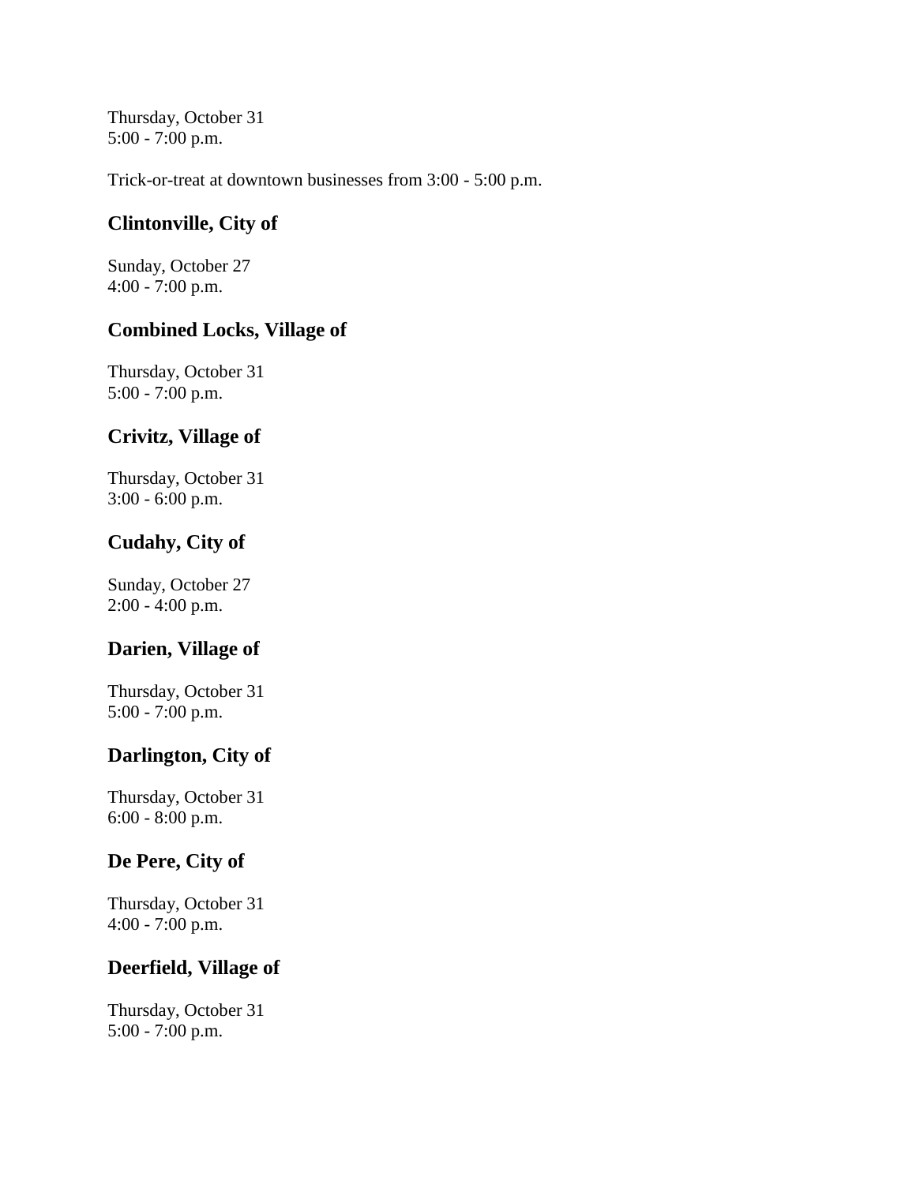Thursday, October 31
5:00 - 7:00 p.m.

Trick-or-treat at downtown businesses from 3:00 - 5:00 p.m.

### Clintonville, City of

Sunday, October 27
4:00 - 7:00 p.m.

### Combined Locks, Village of

Thursday, October 31
5:00 - 7:00 p.m.

### Crivitz, Village of

Thursday, October 31
3:00 - 6:00 p.m.

### Cudahy, City of

Sunday, October 27
2:00 - 4:00 p.m.

### Darien, Village of

Thursday, October 31
5:00 - 7:00 p.m.

### Darlington, City of

Thursday, October 31
6:00 - 8:00 p.m.

### De Pere, City of

Thursday, October 31
4:00 - 7:00 p.m.

### Deerfield, Village of

Thursday, October 31
5:00 - 7:00 p.m.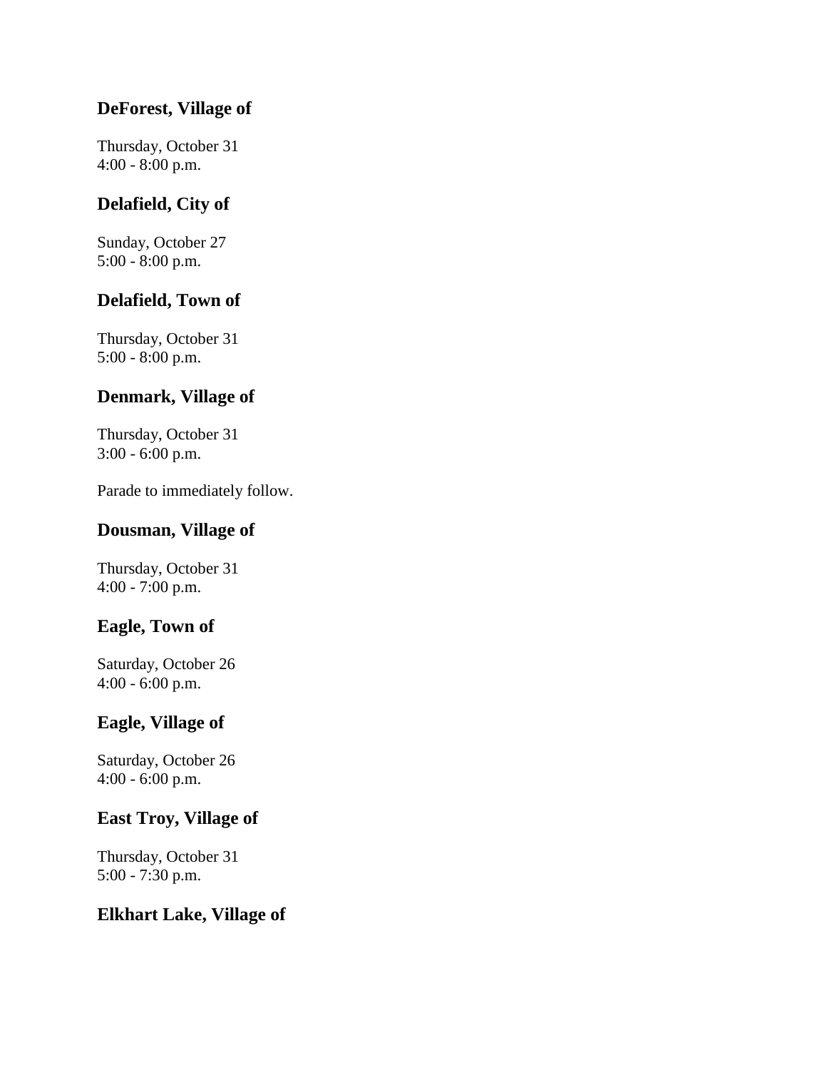### DeForest, Village of

Thursday, October 31
4:00 - 8:00 p.m.

### Delafield, City of

Sunday, October 27
5:00 - 8:00 p.m.

### Delafield, Town of

Thursday, October 31
5:00 - 8:00 p.m.

### Denmark, Village of

Thursday, October 31
3:00 - 6:00 p.m.

Parade to immediately follow.

### Dousman, Village of

Thursday, October 31
4:00 - 7:00 p.m.

### Eagle, Town of

Saturday, October 26
4:00 - 6:00 p.m.

### Eagle, Village of

Saturday, October 26
4:00 - 6:00 p.m.

### East Troy, Village of

Thursday, October 31
5:00 - 7:30 p.m.

### Elkhart Lake, Village of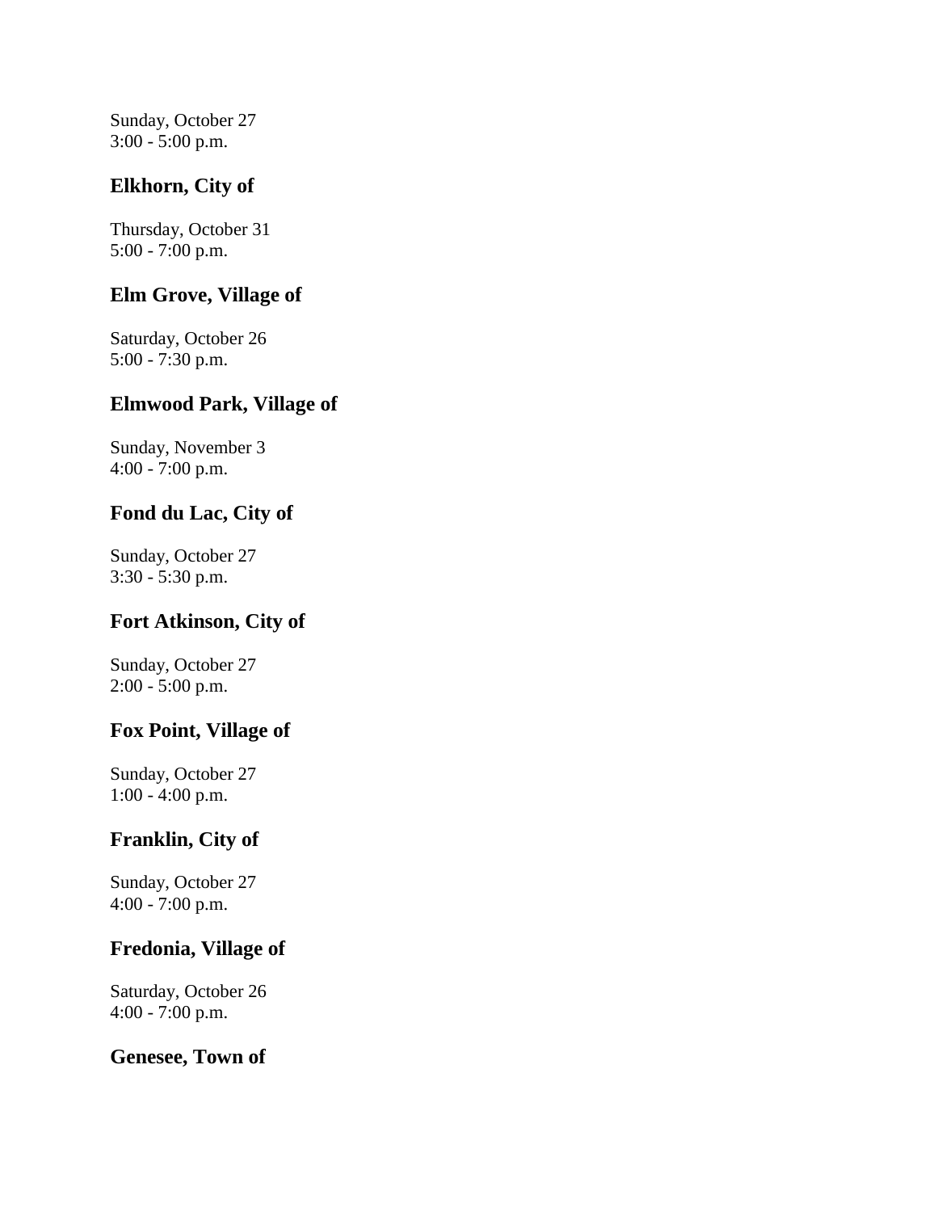Sunday, October 27
3:00 - 5:00 p.m.

### Elkhorn, City of

Thursday, October 31
5:00 - 7:00 p.m.

### Elm Grove, Village of

Saturday, October 26
5:00 - 7:30 p.m.

### Elmwood Park, Village of

Sunday, November 3
4:00 - 7:00 p.m.

### Fond du Lac, City of

Sunday, October 27
3:30 - 5:30 p.m.

### Fort Atkinson, City of

Sunday, October 27
2:00 - 5:00 p.m.

### Fox Point, Village of

Sunday, October 27
1:00 - 4:00 p.m.

### Franklin, City of

Sunday, October 27
4:00 - 7:00 p.m.

### Fredonia, Village of

Saturday, October 26
4:00 - 7:00 p.m.

### Genesee, Town of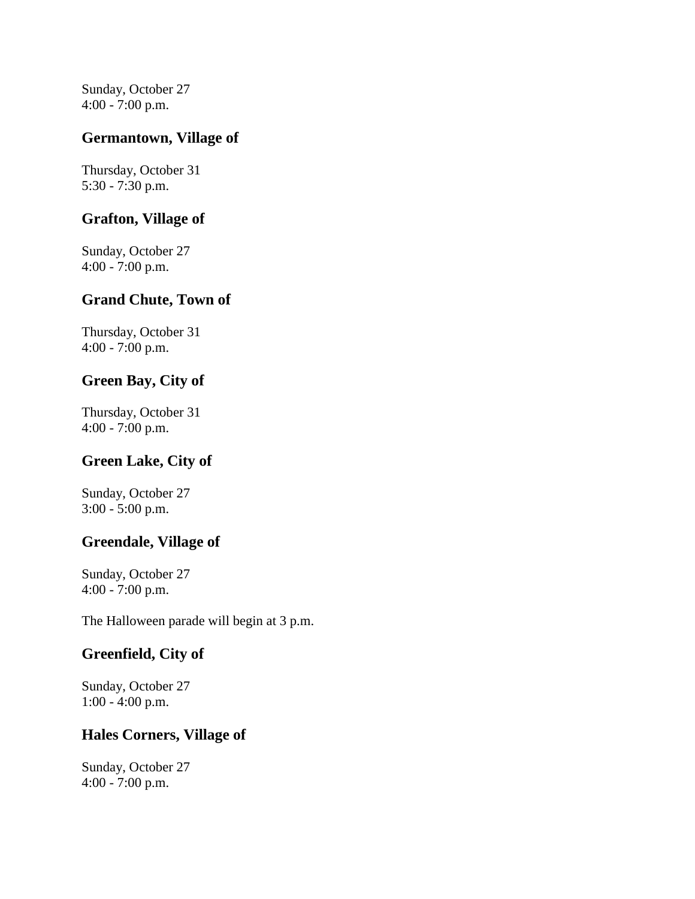Sunday, October 27
4:00 - 7:00 p.m.

### Germantown, Village of

Thursday, October 31
5:30 - 7:30 p.m.

### Grafton, Village of

Sunday, October 27
4:00 - 7:00 p.m.

### Grand Chute, Town of

Thursday, October 31
4:00 - 7:00 p.m.

### Green Bay, City of

Thursday, October 31
4:00 - 7:00 p.m.

### Green Lake, City of

Sunday, October 27
3:00 - 5:00 p.m.

### Greendale, Village of

Sunday, October 27
4:00 - 7:00 p.m.

The Halloween parade will begin at 3 p.m.

### Greenfield, City of

Sunday, October 27
1:00 - 4:00 p.m.

### Hales Corners, Village of

Sunday, October 27
4:00 - 7:00 p.m.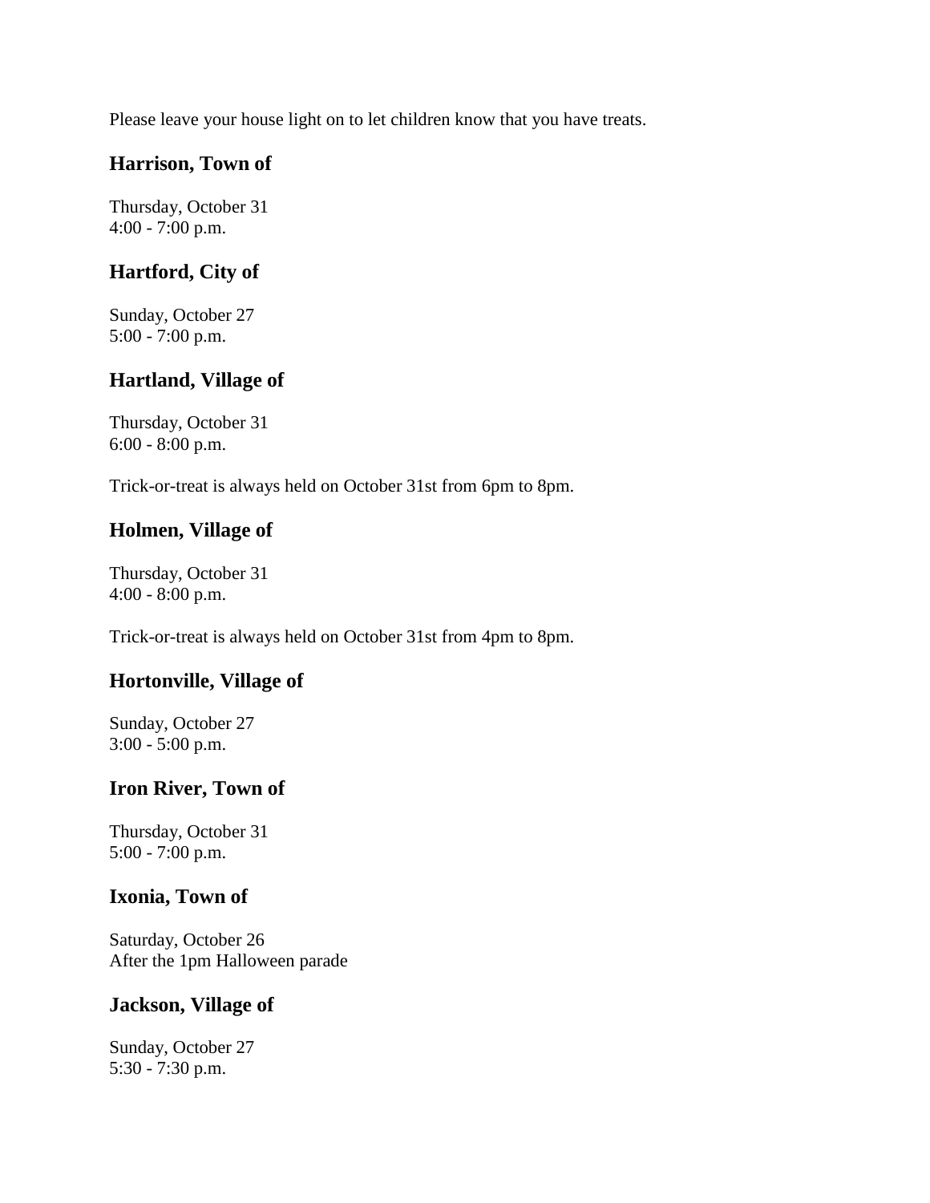Please leave your house light on to let children know that you have treats.

### Harrison, Town of

Thursday, October 31
4:00 - 7:00 p.m.

### Hartford, City of

Sunday, October 27
5:00 - 7:00 p.m.

### Hartland, Village of

Thursday, October 31
6:00 - 8:00 p.m.

Trick-or-treat is always held on October 31st from 6pm to 8pm.

### Holmen, Village of

Thursday, October 31
4:00 - 8:00 p.m.

Trick-or-treat is always held on October 31st from 4pm to 8pm.

### Hortonville, Village of

Sunday, October 27
3:00 - 5:00 p.m.

### Iron River, Town of

Thursday, October 31
5:00 - 7:00 p.m.

### Ixonia, Town of

Saturday, October 26
After the 1pm Halloween parade

### Jackson, Village of

Sunday, October 27
5:30 - 7:30 p.m.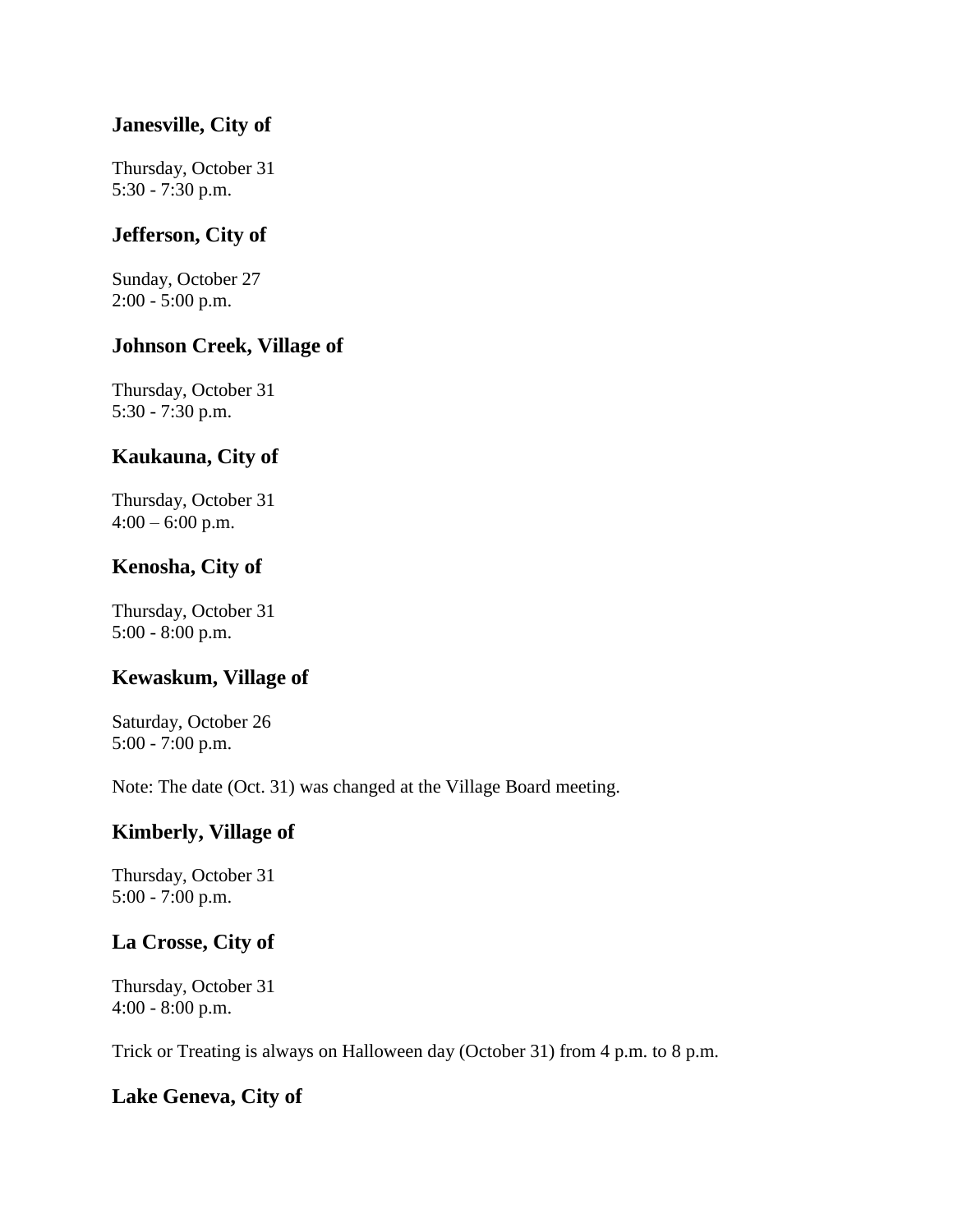### Janesville, City of

Thursday, October 31
5:30 - 7:30 p.m.

### Jefferson, City of

Sunday, October 27
2:00 - 5:00 p.m.

### Johnson Creek, Village of

Thursday, October 31
5:30 - 7:30 p.m.

### Kaukauna, City of

Thursday, October 31
4:00 – 6:00 p.m.

### Kenosha, City of

Thursday, October 31
5:00 - 8:00 p.m.

### Kewaskum, Village of

Saturday, October 26
5:00 - 7:00 p.m.

Note: The date (Oct. 31) was changed at the Village Board meeting.

### Kimberly, Village of

Thursday, October 31
5:00 - 7:00 p.m.

### La Crosse, City of

Thursday, October 31
4:00 - 8:00 p.m.

Trick or Treating is always on Halloween day (October 31) from 4 p.m. to 8 p.m.

### Lake Geneva, City of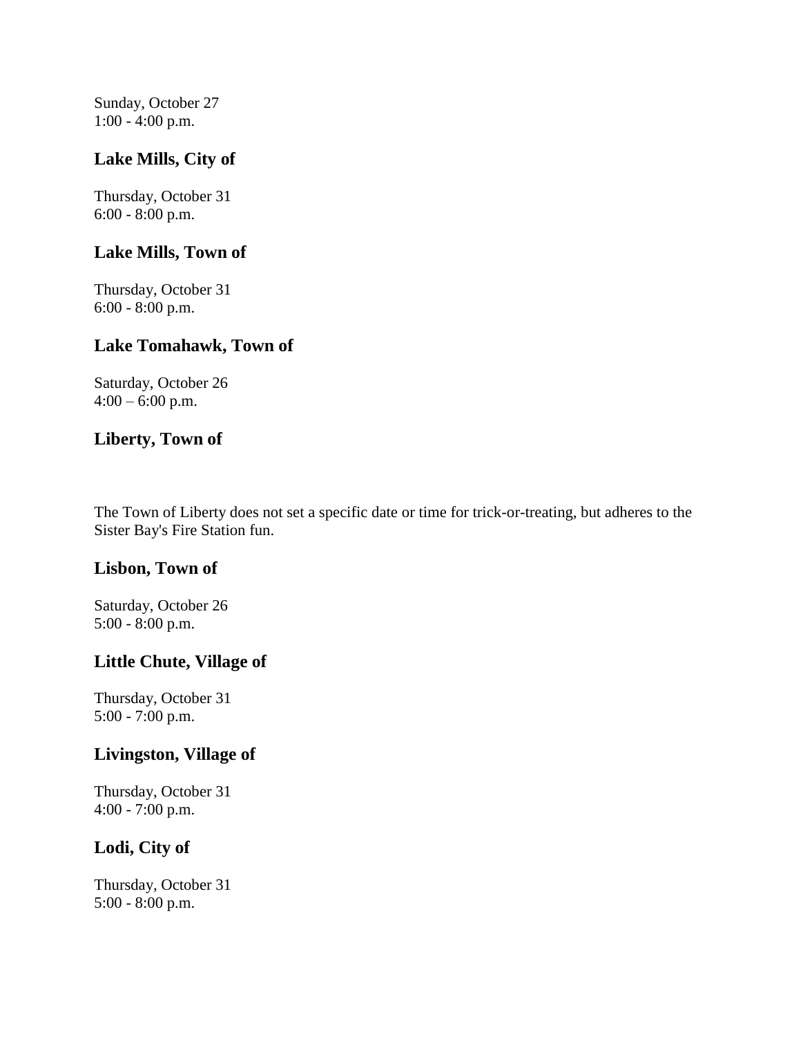Sunday, October 27
1:00 - 4:00 p.m.

### Lake Mills, City of

Thursday, October 31
6:00 - 8:00 p.m.

### Lake Mills, Town of

Thursday, October 31
6:00 - 8:00 p.m.

### Lake Tomahawk, Town of

Saturday, October 26
4:00 – 6:00 p.m.

### Liberty, Town of

The Town of Liberty does not set a specific date or time for trick-or-treating, but adheres to the Sister Bay's Fire Station fun.

### Lisbon, Town of

Saturday, October 26
5:00 - 8:00 p.m.

### Little Chute, Village of

Thursday, October 31
5:00 - 7:00 p.m.

### Livingston, Village of

Thursday, October 31
4:00 - 7:00 p.m.

### Lodi, City of

Thursday, October 31
5:00 - 8:00 p.m.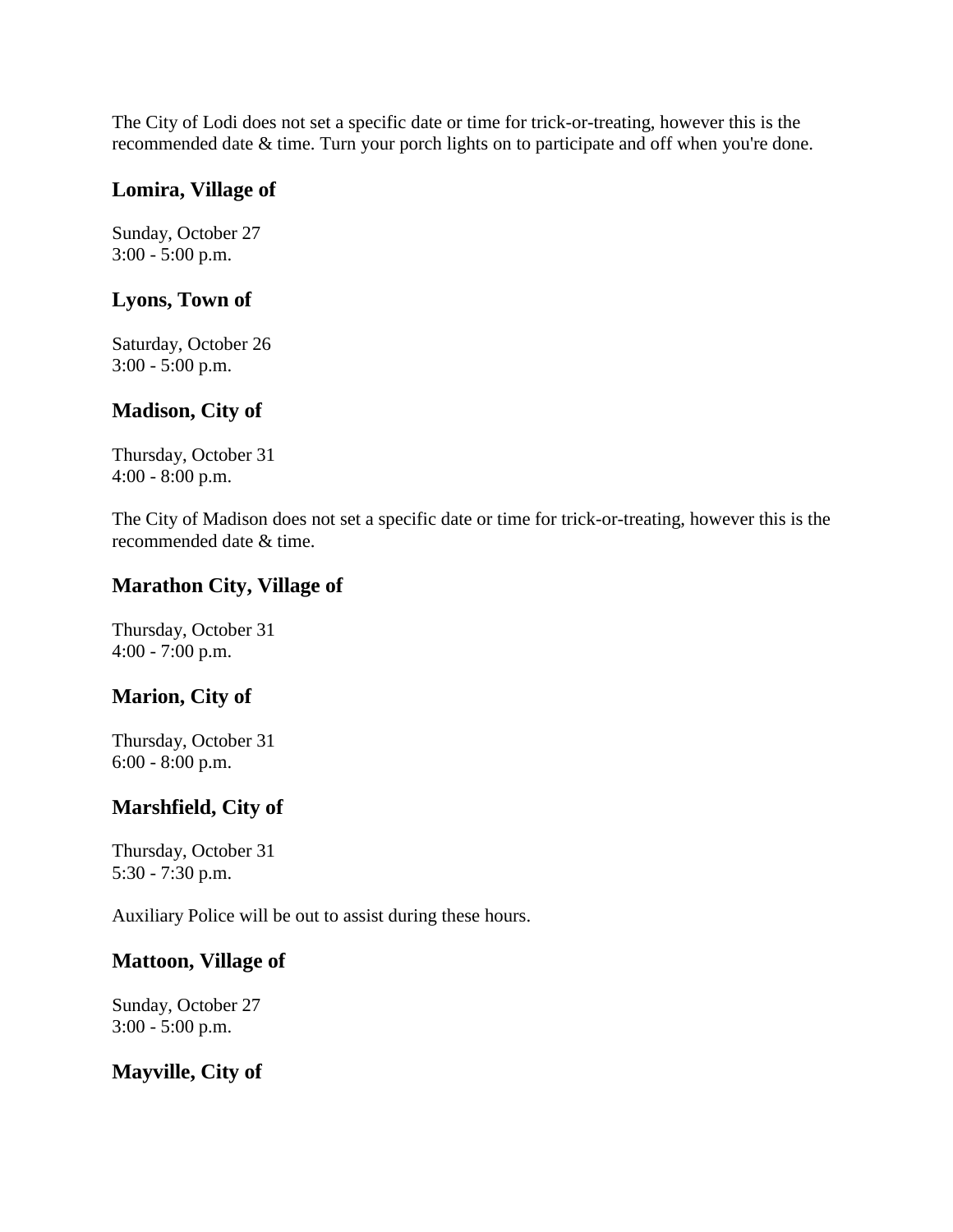The City of Lodi does not set a specific date or time for trick-or-treating, however this is the recommended date & time. Turn your porch lights on to participate and off when you're done.

### Lomira, Village of

Sunday, October 27
3:00 - 5:00 p.m.

### Lyons, Town of

Saturday, October 26
3:00 - 5:00 p.m.

### Madison, City of

Thursday, October 31
4:00 - 8:00 p.m.

The City of Madison does not set a specific date or time for trick-or-treating, however this is the recommended date & time.

### Marathon City, Village of

Thursday, October 31
4:00 - 7:00 p.m.

### Marion, City of

Thursday, October 31
6:00 - 8:00 p.m.

### Marshfield, City of

Thursday, October 31
5:30 - 7:30 p.m.

Auxiliary Police will be out to assist during these hours.

### Mattoon, Village of

Sunday, October 27
3:00 - 5:00 p.m.

### Mayville, City of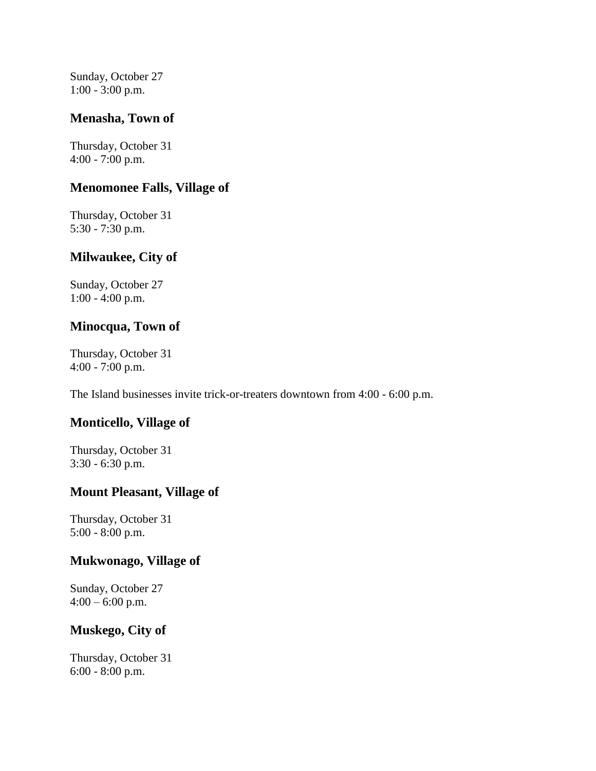Sunday, October 27
1:00 - 3:00 p.m.

### Menasha, Town of

Thursday, October 31
4:00 - 7:00 p.m.

### Menomonee Falls, Village of

Thursday, October 31
5:30 - 7:30 p.m.

### Milwaukee, City of

Sunday, October 27
1:00 - 4:00 p.m.

### Minocqua, Town of

Thursday, October 31
4:00 - 7:00 p.m.

The Island businesses invite trick-or-treaters downtown from 4:00 - 6:00 p.m.

### Monticello, Village of

Thursday, October 31
3:30 - 6:30 p.m.

### Mount Pleasant, Village of

Thursday, October 31
5:00 - 8:00 p.m.

### Mukwonago, Village of

Sunday, October 27
4:00 – 6:00 p.m.

### Muskego, City of

Thursday, October 31
6:00 - 8:00 p.m.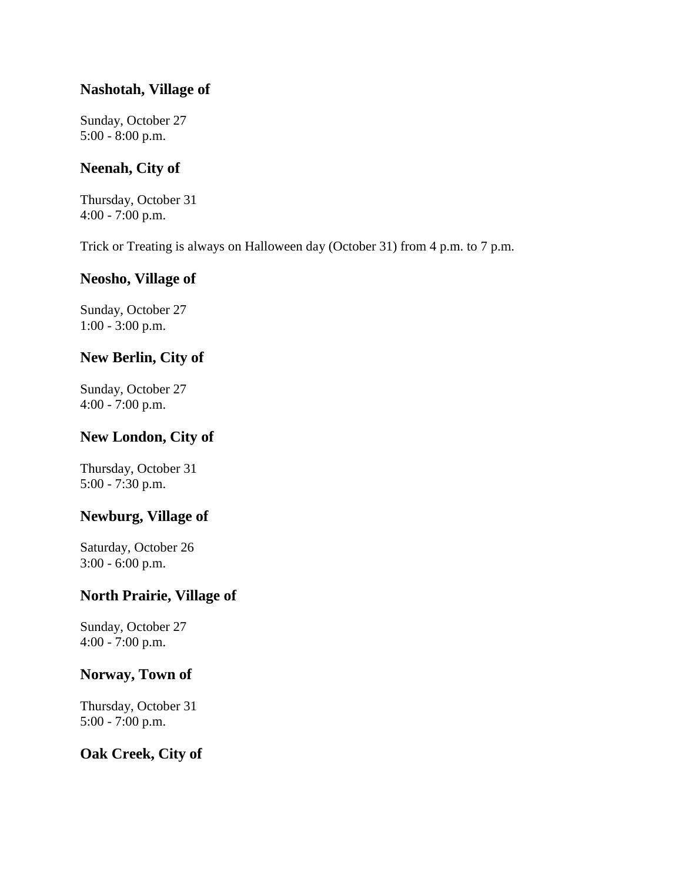### Nashotah, Village of

Sunday, October 27
5:00 - 8:00 p.m.

### Neenah, City of

Thursday, October 31
4:00 - 7:00 p.m.

Trick or Treating is always on Halloween day (October 31) from 4 p.m. to 7 p.m.

### Neosho, Village of

Sunday, October 27
1:00 - 3:00 p.m.

### New Berlin, City of

Sunday, October 27
4:00 - 7:00 p.m.

### New London, City of

Thursday, October 31
5:00 - 7:30 p.m.

### Newburg, Village of

Saturday, October 26
3:00 - 6:00 p.m.

### North Prairie, Village of

Sunday, October 27
4:00 - 7:00 p.m.

### Norway, Town of

Thursday, October 31
5:00 - 7:00 p.m.

### Oak Creek, City of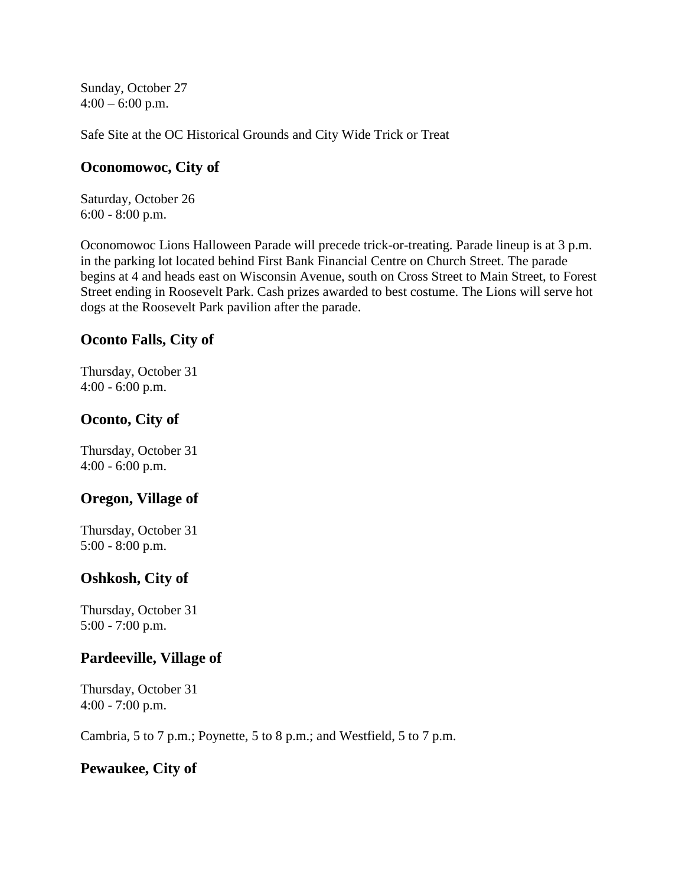Sunday, October 27
4:00 – 6:00 p.m.

Safe Site at the OC Historical Grounds and City Wide Trick or Treat

### Oconomowoc, City of

Saturday, October 26
6:00 - 8:00 p.m.

Oconomowoc Lions Halloween Parade will precede trick-or-treating. Parade lineup is at 3 p.m. in the parking lot located behind First Bank Financial Centre on Church Street. The parade begins at 4 and heads east on Wisconsin Avenue, south on Cross Street to Main Street, to Forest Street ending in Roosevelt Park. Cash prizes awarded to best costume. The Lions will serve hot dogs at the Roosevelt Park pavilion after the parade.

### Oconto Falls, City of

Thursday, October 31
4:00 - 6:00 p.m.

### Oconto, City of

Thursday, October 31
4:00 - 6:00 p.m.

### Oregon, Village of

Thursday, October 31
5:00 - 8:00 p.m.

### Oshkosh, City of

Thursday, October 31
5:00 - 7:00 p.m.

### Pardeeville, Village of

Thursday, October 31
4:00 - 7:00 p.m.

Cambria, 5 to 7 p.m.; Poynette, 5 to 8 p.m.; and Westfield, 5 to 7 p.m.

### Pewaukee, City of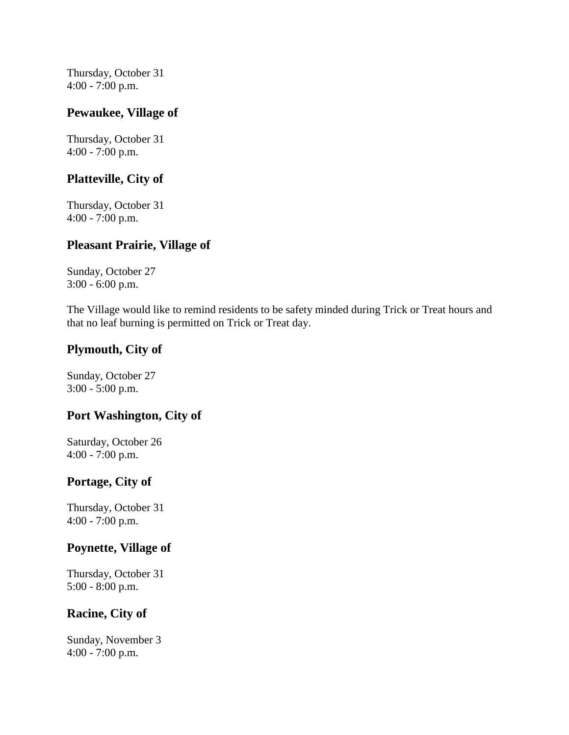Thursday, October 31
4:00 - 7:00 p.m.

### Pewaukee, Village of

Thursday, October 31
4:00 - 7:00 p.m.

### Platteville, City of

Thursday, October 31
4:00 - 7:00 p.m.

### Pleasant Prairie, Village of

Sunday, October 27
3:00 - 6:00 p.m.

The Village would like to remind residents to be safety minded during Trick or Treat hours and that no leaf burning is permitted on Trick or Treat day.

### Plymouth, City of

Sunday, October 27
3:00 - 5:00 p.m.

### Port Washington, City of

Saturday, October 26
4:00 - 7:00 p.m.

### Portage, City of

Thursday, October 31
4:00 - 7:00 p.m.

### Poynette, Village of

Thursday, October 31
5:00 - 8:00 p.m.

### Racine, City of

Sunday, November 3
4:00 - 7:00 p.m.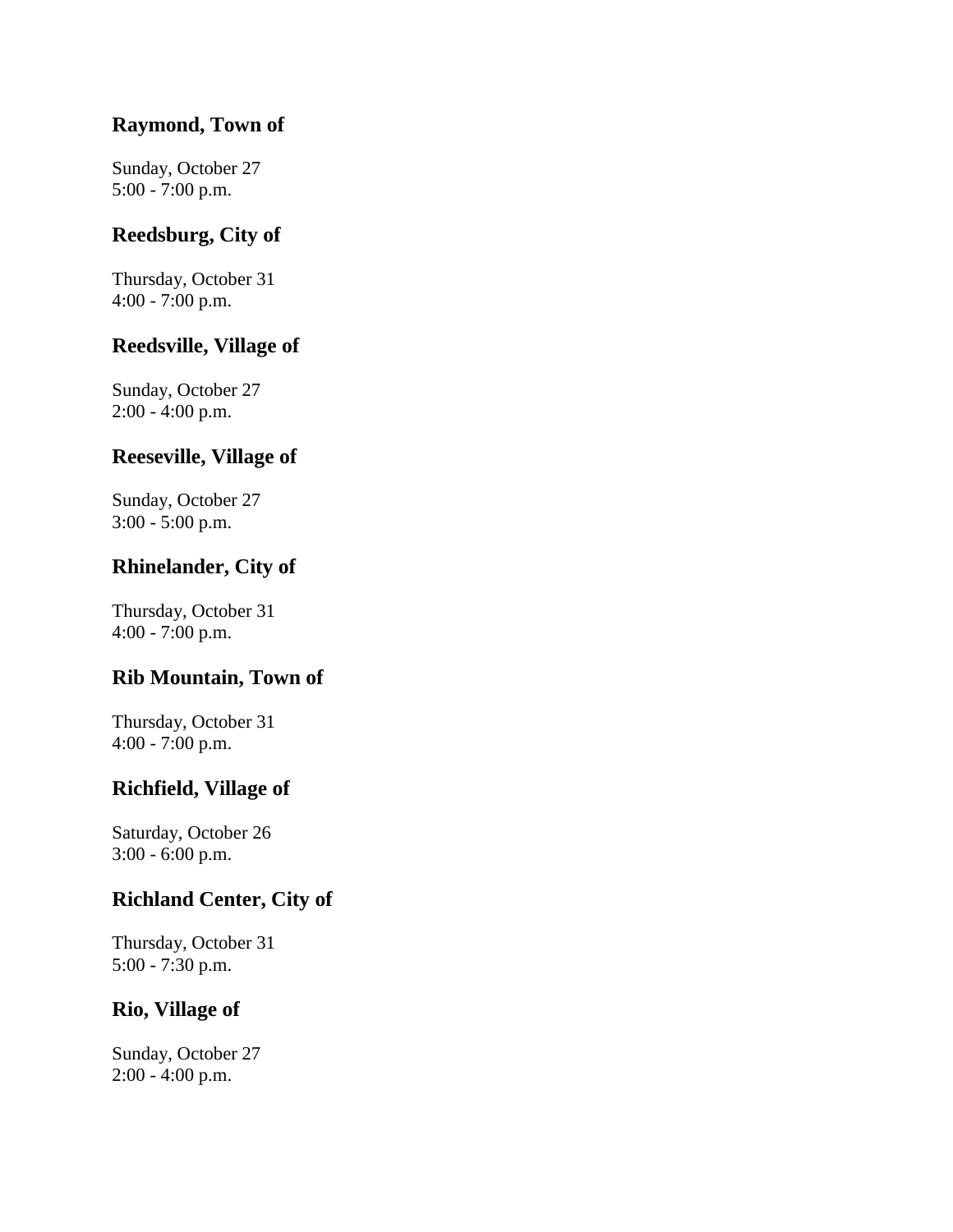### Raymond, Town of

Sunday, October 27
5:00 - 7:00 p.m.

### Reedsburg, City of

Thursday, October 31
4:00 - 7:00 p.m.

### Reedsville, Village of

Sunday, October 27
2:00 - 4:00 p.m.

### Reeseville, Village of

Sunday, October 27
3:00 - 5:00 p.m.

### Rhinelander, City of

Thursday, October 31
4:00 - 7:00 p.m.

### Rib Mountain, Town of

Thursday, October 31
4:00 - 7:00 p.m.

### Richfield, Village of

Saturday, October 26
3:00 - 6:00 p.m.

### Richland Center, City of

Thursday, October 31
5:00 - 7:30 p.m.

### Rio, Village of

Sunday, October 27
2:00 - 4:00 p.m.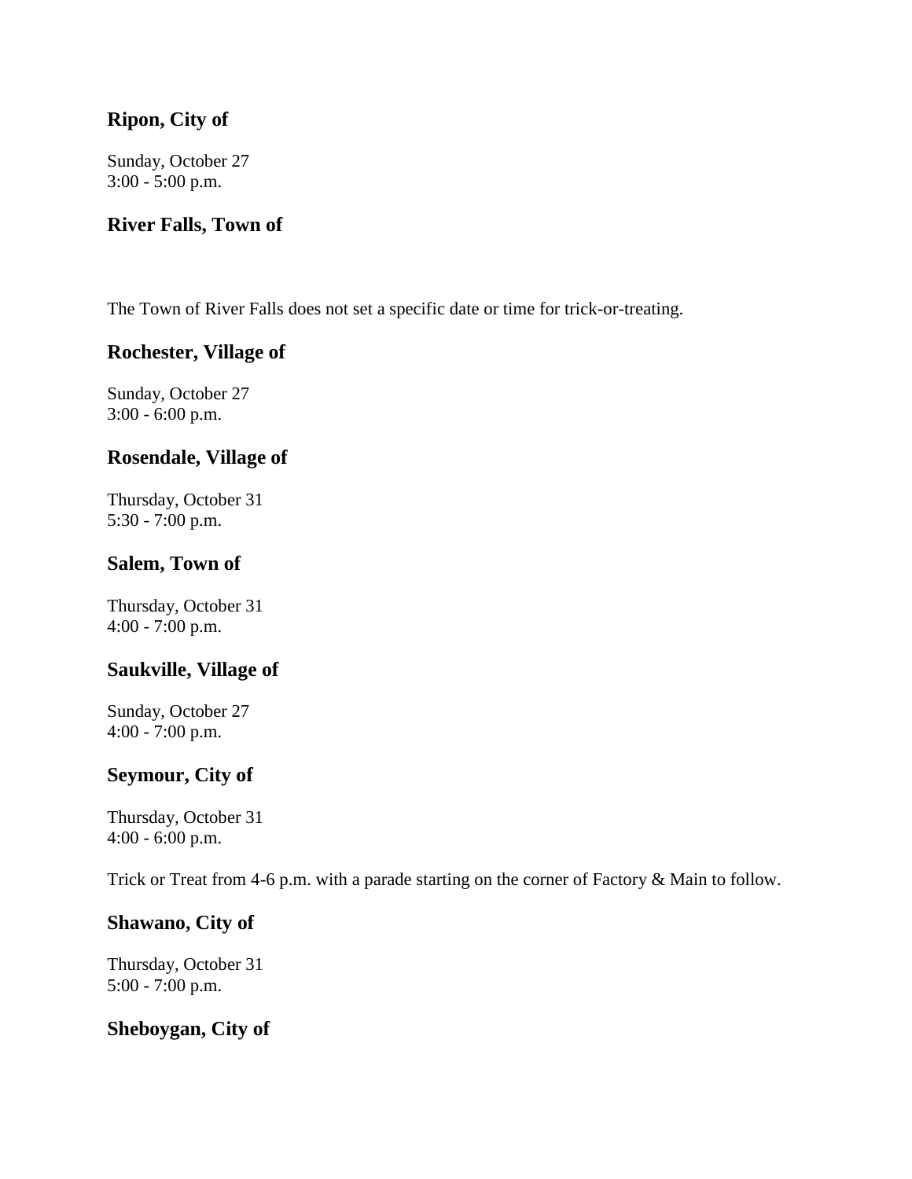### Ripon, City of

Sunday, October 27
3:00 - 5:00 p.m.

### River Falls, Town of

The Town of River Falls does not set a specific date or time for trick-or-treating.

### Rochester, Village of

Sunday, October 27
3:00 - 6:00 p.m.

### Rosendale, Village of

Thursday, October 31
5:30 - 7:00 p.m.

### Salem, Town of

Thursday, October 31
4:00 - 7:00 p.m.

### Saukville, Village of

Sunday, October 27
4:00 - 7:00 p.m.

### Seymour, City of

Thursday, October 31
4:00 - 6:00 p.m.

Trick or Treat from 4-6 p.m. with a parade starting on the corner of Factory & Main to follow.

### Shawano, City of

Thursday, October 31
5:00 - 7:00 p.m.

### Sheboygan, City of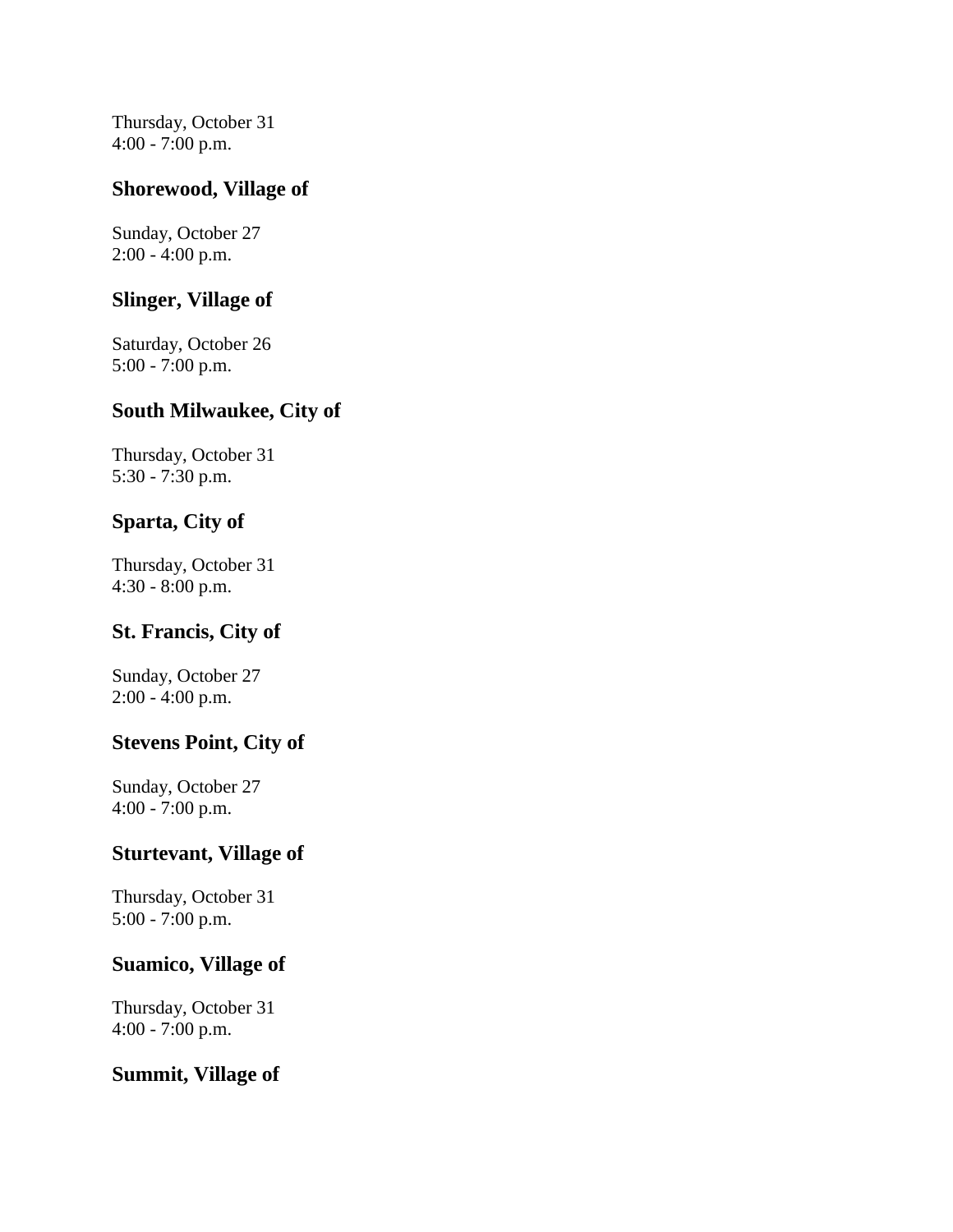Thursday, October 31
4:00 - 7:00 p.m.

### Shorewood, Village of

Sunday, October 27
2:00 - 4:00 p.m.

### Slinger, Village of

Saturday, October 26
5:00 - 7:00 p.m.

### South Milwaukee, City of

Thursday, October 31
5:30 - 7:30 p.m.

### Sparta, City of

Thursday, October 31
4:30 - 8:00 p.m.

### St. Francis, City of

Sunday, October 27
2:00 - 4:00 p.m.

### Stevens Point, City of

Sunday, October 27
4:00 - 7:00 p.m.

### Sturtevant, Village of

Thursday, October 31
5:00 - 7:00 p.m.

### Suamico, Village of

Thursday, October 31
4:00 - 7:00 p.m.

### Summit, Village of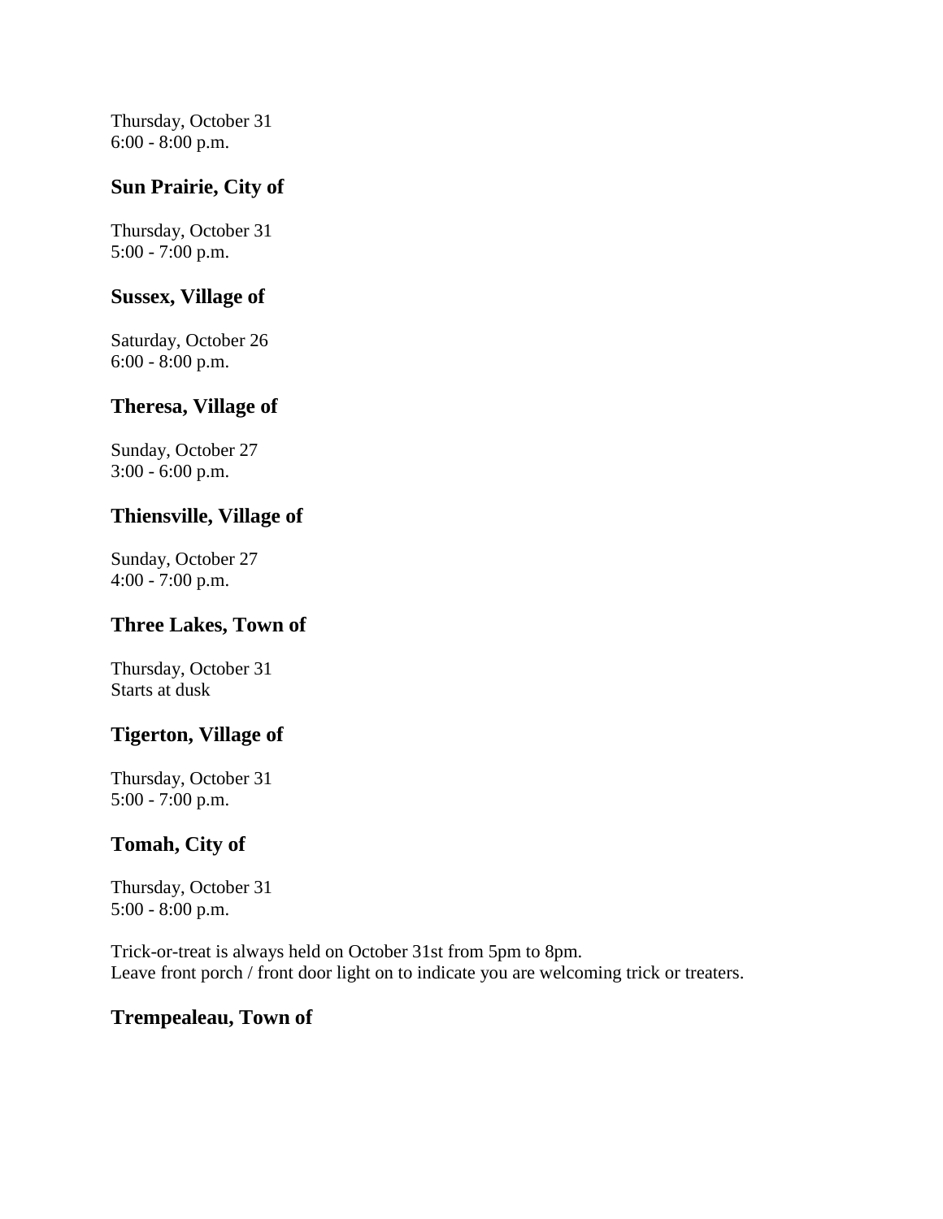Thursday, October 31
6:00 - 8:00 p.m.

### Sun Prairie, City of

Thursday, October 31
5:00 - 7:00 p.m.

### Sussex, Village of

Saturday, October 26
6:00 - 8:00 p.m.

### Theresa, Village of

Sunday, October 27
3:00 - 6:00 p.m.

### Thiensville, Village of

Sunday, October 27
4:00 - 7:00 p.m.

### Three Lakes, Town of

Thursday, October 31
Starts at dusk

### Tigerton, Village of

Thursday, October 31
5:00 - 7:00 p.m.

### Tomah, City of

Thursday, October 31
5:00 - 8:00 p.m.

Trick-or-treat is always held on October 31st from 5pm to 8pm.
Leave front porch / front door light on to indicate you are welcoming trick or treaters.

### Trempealeau, Town of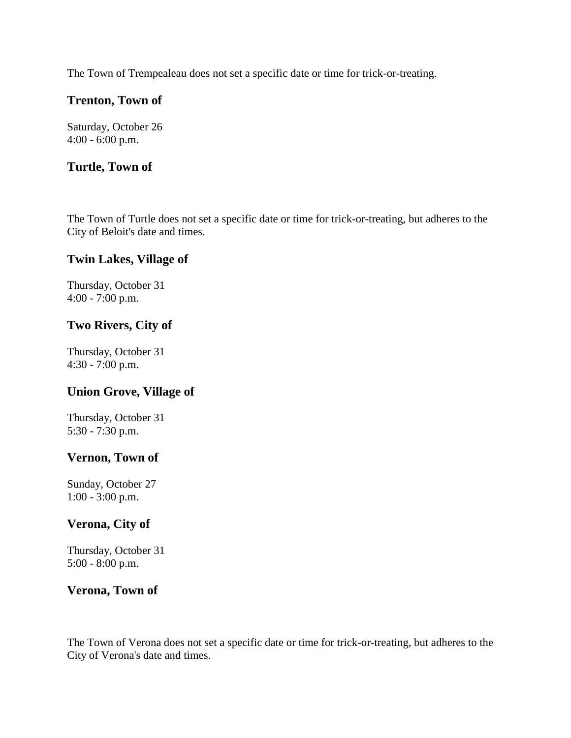The Town of Trempealeau does not set a specific date or time for trick-or-treating.

### Trenton, Town of

Saturday, October 26
4:00 - 6:00 p.m.

### Turtle, Town of

The Town of Turtle does not set a specific date or time for trick-or-treating, but adheres to the City of Beloit's date and times.

### Twin Lakes, Village of

Thursday, October 31
4:00 - 7:00 p.m.

### Two Rivers, City of

Thursday, October 31
4:30 - 7:00 p.m.

### Union Grove, Village of

Thursday, October 31
5:30 - 7:30 p.m.

### Vernon, Town of

Sunday, October 27
1:00 - 3:00 p.m.

### Verona, City of

Thursday, October 31
5:00 - 8:00 p.m.

### Verona, Town of

The Town of Verona does not set a specific date or time for trick-or-treating, but adheres to the City of Verona's date and times.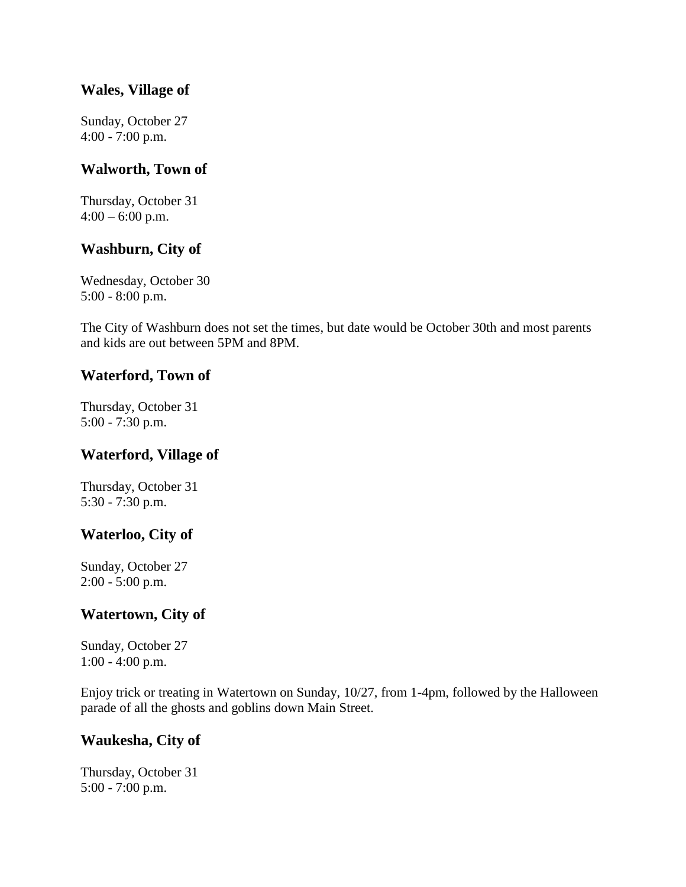### Wales, Village of

Sunday, October 27
4:00 - 7:00 p.m.

### Walworth, Town of

Thursday, October 31
4:00 – 6:00 p.m.

### Washburn, City of

Wednesday, October 30
5:00 - 8:00 p.m.

The City of Washburn does not set the times, but date would be October 30th and most parents and kids are out between 5PM and 8PM.

### Waterford, Town of

Thursday, October 31
5:00 - 7:30 p.m.

### Waterford, Village of

Thursday, October 31
5:30 - 7:30 p.m.

### Waterloo, City of

Sunday, October 27
2:00 - 5:00 p.m.

### Watertown, City of

Sunday, October 27
1:00 - 4:00 p.m.

Enjoy trick or treating in Watertown on Sunday, 10/27, from 1-4pm, followed by the Halloween parade of all the ghosts and goblins down Main Street.

### Waukesha, City of

Thursday, October 31
5:00 - 7:00 p.m.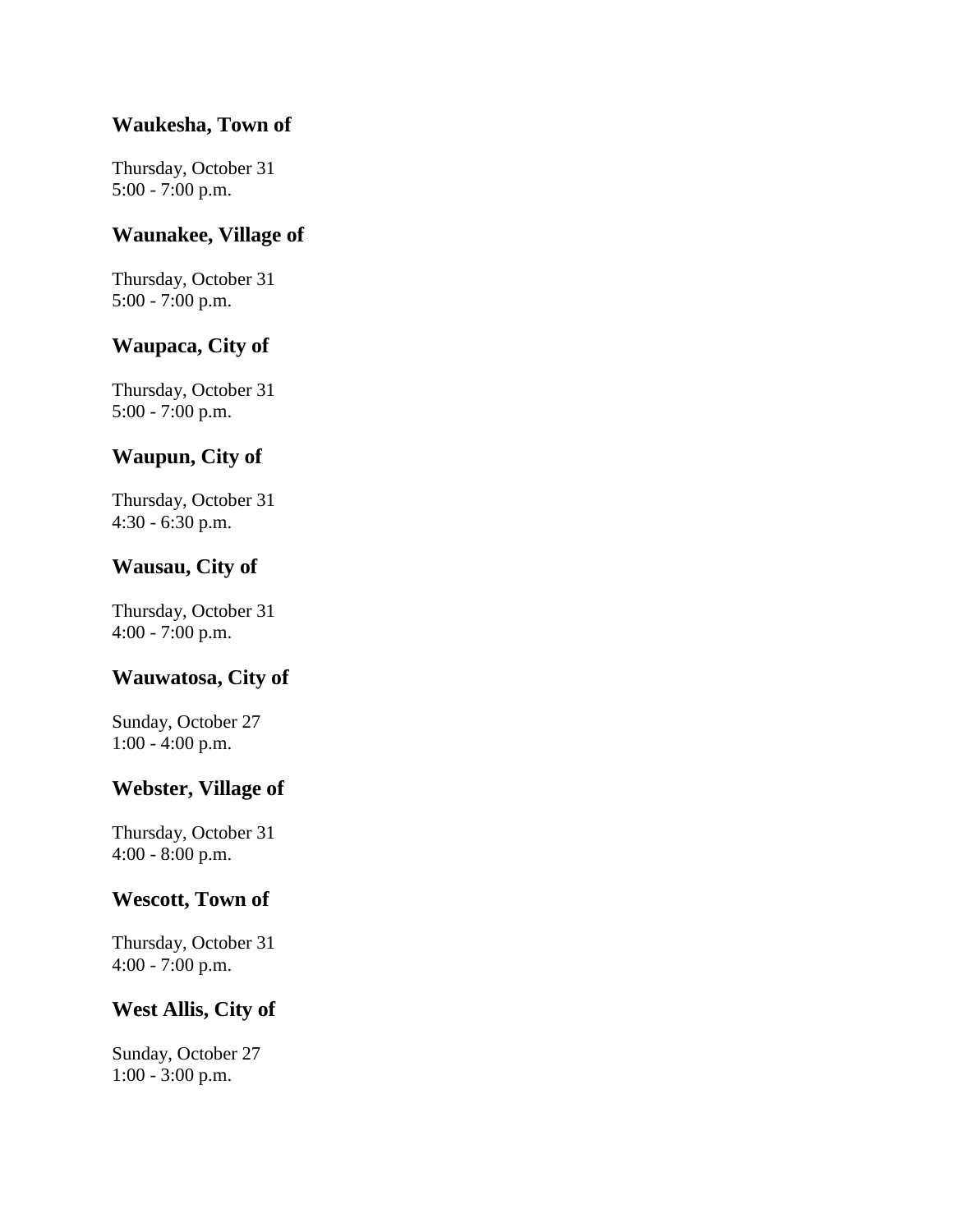### Waukesha, Town of

Thursday, October 31
5:00 - 7:00 p.m.

### Waunakee, Village of

Thursday, October 31
5:00 - 7:00 p.m.

### Waupaca, City of

Thursday, October 31
5:00 - 7:00 p.m.

### Waupun, City of

Thursday, October 31
4:30 - 6:30 p.m.

### Wausau, City of

Thursday, October 31
4:00 - 7:00 p.m.

### Wauwatosa, City of

Sunday, October 27
1:00 - 4:00 p.m.

### Webster, Village of

Thursday, October 31
4:00 - 8:00 p.m.

### Wescott, Town of

Thursday, October 31
4:00 - 7:00 p.m.

### West Allis, City of

Sunday, October 27
1:00 - 3:00 p.m.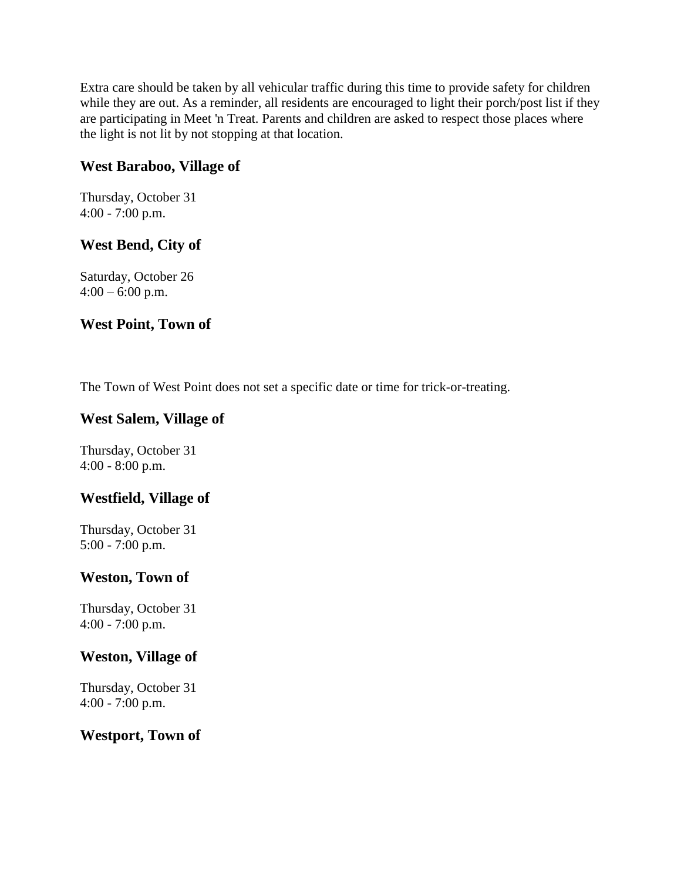Extra care should be taken by all vehicular traffic during this time to provide safety for children while they are out. As a reminder, all residents are encouraged to light their porch/post list if they are participating in Meet 'n Treat. Parents and children are asked to respect those places where the light is not lit by not stopping at that location.

### West Baraboo, Village of

Thursday, October 31
4:00 - 7:00 p.m.

### West Bend, City of

Saturday, October 26
4:00 – 6:00 p.m.

### West Point, Town of

The Town of West Point does not set a specific date or time for trick-or-treating.

### West Salem, Village of

Thursday, October 31
4:00 - 8:00 p.m.

### Westfield, Village of

Thursday, October 31
5:00 - 7:00 p.m.

### Weston, Town of

Thursday, October 31
4:00 - 7:00 p.m.

### Weston, Village of

Thursday, October 31
4:00 - 7:00 p.m.

### Westport, Town of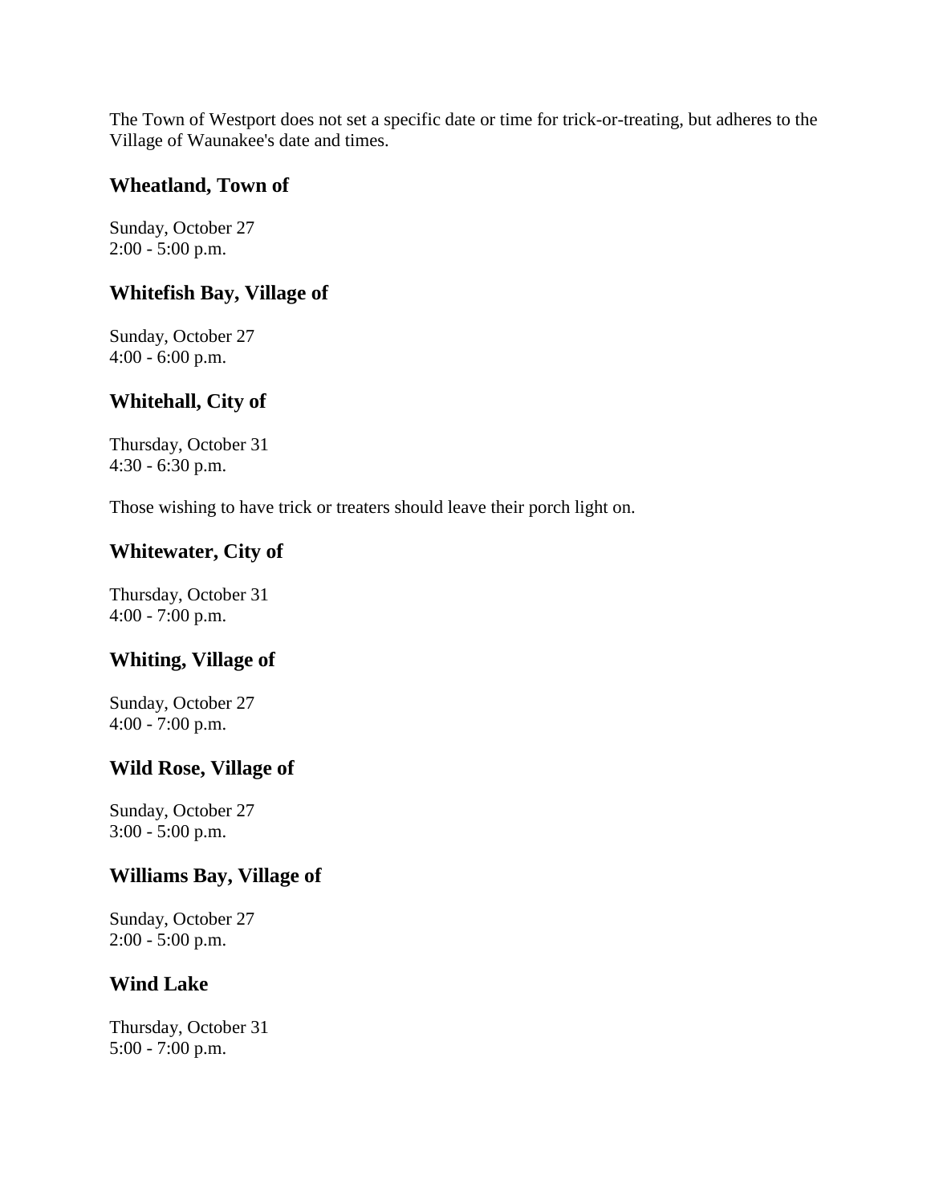The Town of Westport does not set a specific date or time for trick-or-treating, but adheres to the Village of Waunakee's date and times.

### Wheatland, Town of

Sunday, October 27
2:00 - 5:00 p.m.

### Whitefish Bay, Village of

Sunday, October 27
4:00 - 6:00 p.m.

### Whitehall, City of

Thursday, October 31
4:30 - 6:30 p.m.

Those wishing to have trick or treaters should leave their porch light on.

### Whitewater, City of

Thursday, October 31
4:00 - 7:00 p.m.

### Whiting, Village of

Sunday, October 27
4:00 - 7:00 p.m.

### Wild Rose, Village of

Sunday, October 27
3:00 - 5:00 p.m.

### Williams Bay, Village of

Sunday, October 27
2:00 - 5:00 p.m.

### Wind Lake

Thursday, October 31
5:00 - 7:00 p.m.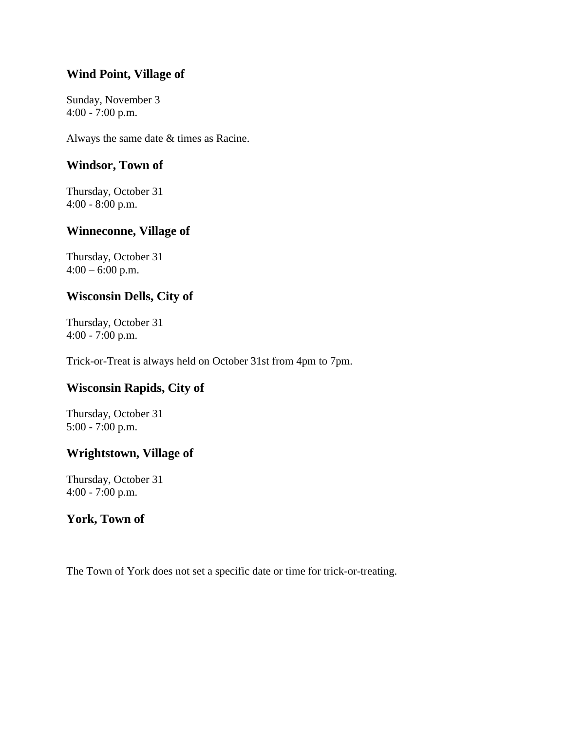### Wind Point, Village of

Sunday, November 3
4:00 - 7:00 p.m.

Always the same date & times as Racine.

### Windsor, Town of

Thursday, October 31
4:00 - 8:00 p.m.

### Winneconne, Village of

Thursday, October 31
4:00 – 6:00 p.m.

### Wisconsin Dells, City of

Thursday, October 31
4:00 - 7:00 p.m.

Trick-or-Treat is always held on October 31st from 4pm to 7pm.

### Wisconsin Rapids, City of

Thursday, October 31
5:00 - 7:00 p.m.

### Wrightstown, Village of

Thursday, October 31
4:00 - 7:00 p.m.

### York, Town of

The Town of York does not set a specific date or time for trick-or-treating.